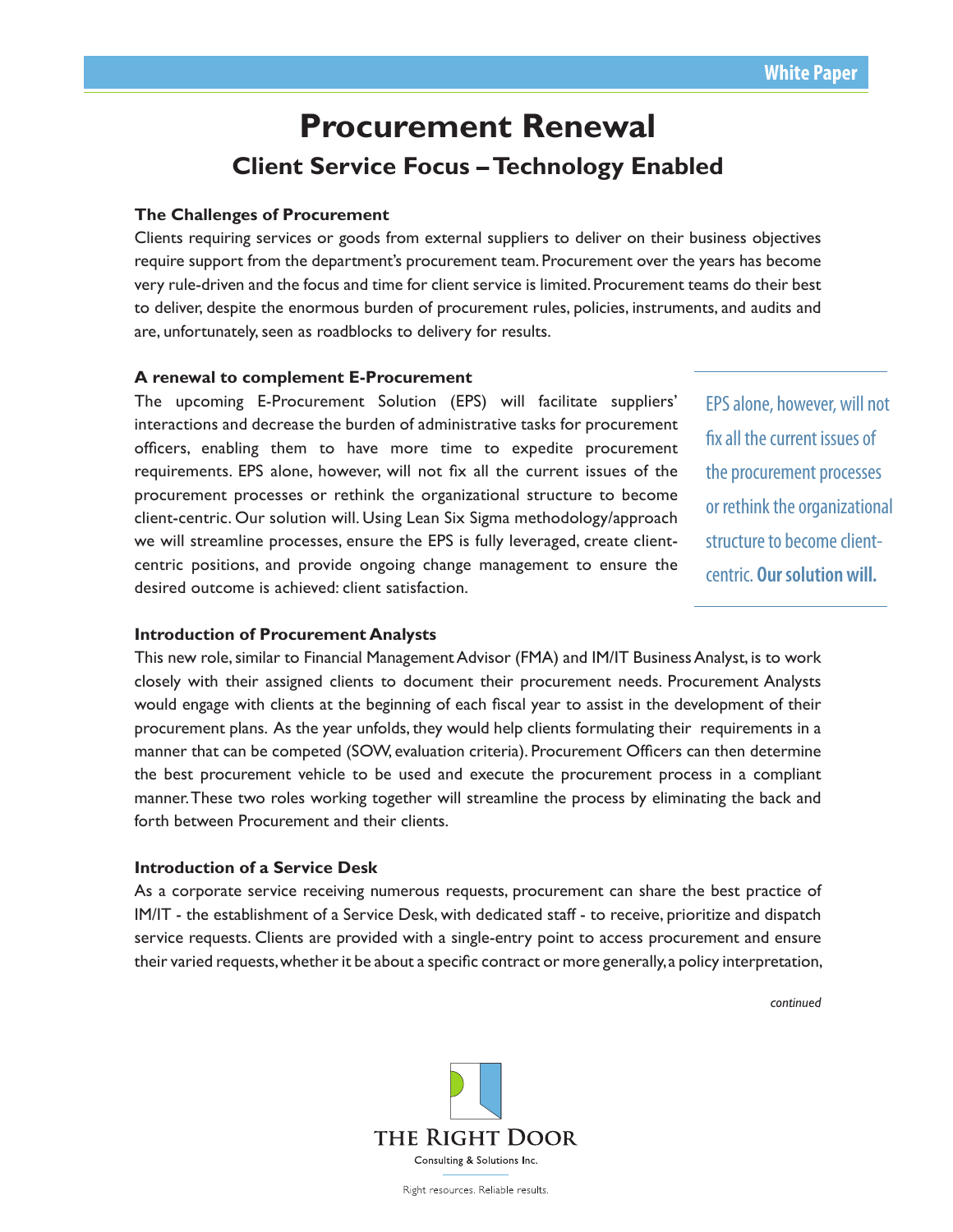White Paper

# Procurement Renewal

## Client Service Focus – Technology Enabled

### The Challenges of Procurement

Clients requiring services or goods from external suppliers to deliver on their business objectives require support from the department's procurement team. Procurement over the years has become very rule-driven and the focus and time for client service is limited. Procurement teams do their best to deliver, despite the enormous burden of procurement rules, policies, instruments, and audits and are, unfortunately, seen as roadblocks to delivery for results.

### A renewal to complement E-Procurement

The upcoming E-Procurement Solution (EPS) will facilitate suppliers' interactions and decrease the burden of administrative tasks for procurement officers, enabling them to have more time to expedite procurement requirements. EPS alone, however, will not fix all the current issues of the procurement processes or rethink the organizational structure to become client-centric. Our solution will. Using Lean Six Sigma methodology/approach we will streamline processes, ensure the EPS is fully leveraged, create client-centric positions, and provide ongoing change management to ensure the desired outcome is achieved: client satisfaction.

> EPS alone, however, will not fix all the current issues of the procurement processes or rethink the organizational structure to become client-centric. **Our solution will.**

### Introduction of Procurement Analysts

This new role, similar to Financial Management Advisor (FMA) and IM/IT Business Analyst, is to work closely with their assigned clients to document their procurement needs. Procurement Analysts would engage with clients at the beginning of each fiscal year to assist in the development of their procurement plans. As the year unfolds, they would help clients formulating their requirements in a manner that can be competed (SOW, evaluation criteria). Procurement Officers can then determine the best procurement vehicle to be used and execute the procurement process in a compliant manner. These two roles working together will streamline the process by eliminating the back and forth between Procurement and their clients.

### Introduction of a Service Desk

As a corporate service receiving numerous requests, procurement can share the best practice of IM/IT - the establishment of a Service Desk, with dedicated staff - to receive, prioritize and dispatch service requests. Clients are provided with a single-entry point to access procurement and ensure their varied requests, whether it be about a specific contract or more generally, a policy interpretation,

*continued*

THE RIGHT DOOR
Consulting & Solutions Inc.
Right resources. Reliable results.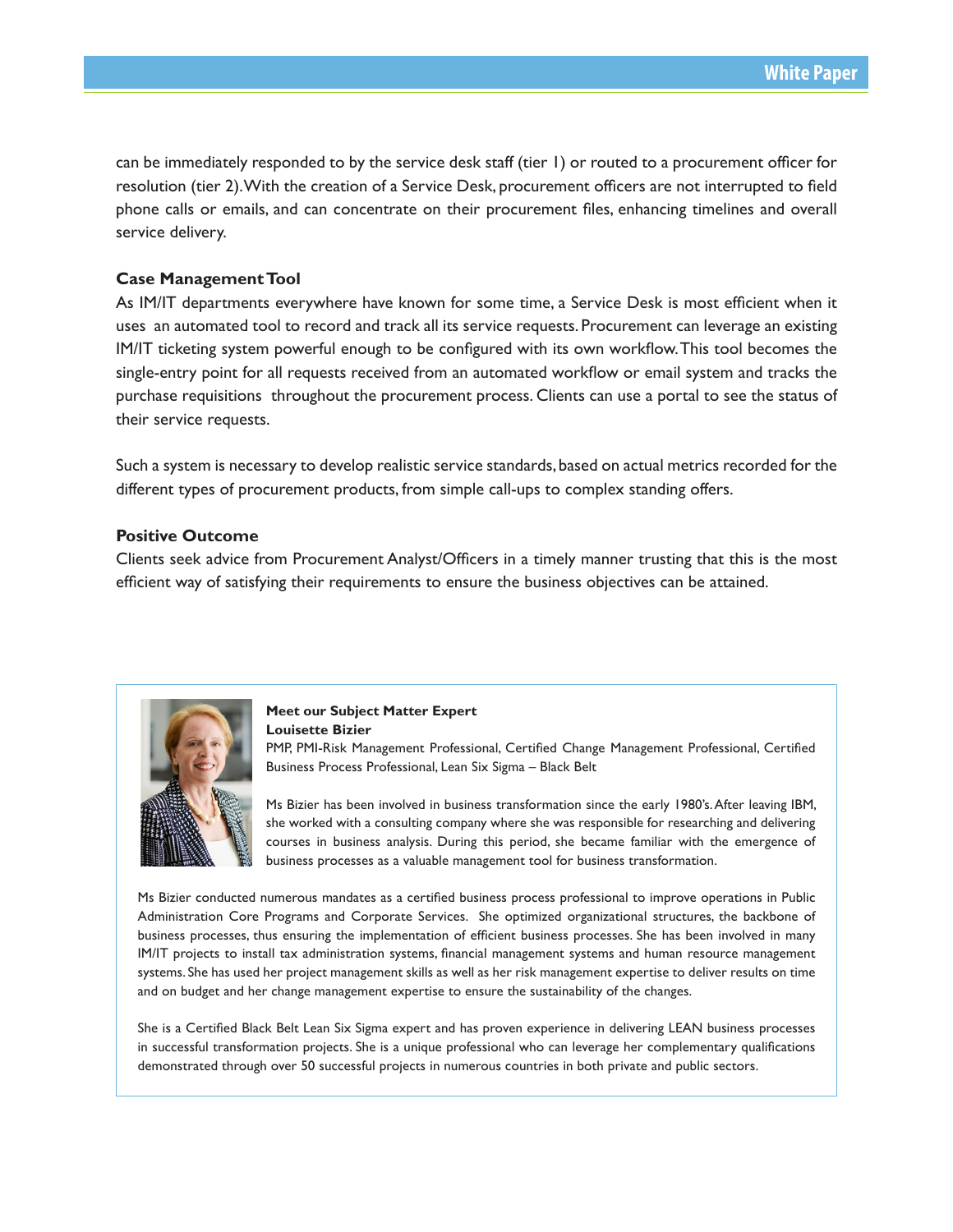can be immediately responded to by the service desk staff (tier 1) or routed to a procurement officer for resolution (tier 2). With the creation of a Service Desk, procurement officers are not interrupted to field phone calls or emails, and can concentrate on their procurement files, enhancing timelines and overall service delivery.

### Case Management Tool

As IM/IT departments everywhere have known for some time, a Service Desk is most efficient when it uses an automated tool to record and track all its service requests. Procurement can leverage an existing IM/IT ticketing system powerful enough to be configured with its own workflow. This tool becomes the single-entry point for all requests received from an automated workflow or email system and tracks the purchase requisitions throughout the procurement process. Clients can use a portal to see the status of their service requests.

Such a system is necessary to develop realistic service standards, based on actual metrics recorded for the different types of procurement products, from simple call-ups to complex standing offers.

### Positive Outcome

Clients seek advice from Procurement Analyst/Officers in a timely manner trusting that this is the most efficient way of satisfying their requirements to ensure the business objectives can be attained.

**Meet our Subject Matter Expert**
**Louisette Bizier**
PMP, PMI-Risk Management Professional, Certified Change Management Professional, Certified Business Process Professional, Lean Six Sigma – Black Belt

Ms Bizier has been involved in business transformation since the early 1980's. After leaving IBM, she worked with a consulting company where she was responsible for researching and delivering courses in business analysis. During this period, she became familiar with the emergence of business processes as a valuable management tool for business transformation.

Ms Bizier conducted numerous mandates as a certified business process professional to improve operations in Public Administration Core Programs and Corporate Services. She optimized organizational structures, the backbone of business processes, thus ensuring the implementation of efficient business processes. She has been involved in many IM/IT projects to install tax administration systems, financial management systems and human resource management systems. She has used her project management skills as well as her risk management expertise to deliver results on time and on budget and her change management expertise to ensure the sustainability of the changes.

She is a Certified Black Belt Lean Six Sigma expert and has proven experience in delivering LEAN business processes in successful transformation projects. She is a unique professional who can leverage her complementary qualifications demonstrated through over 50 successful projects in numerous countries in both private and public sectors.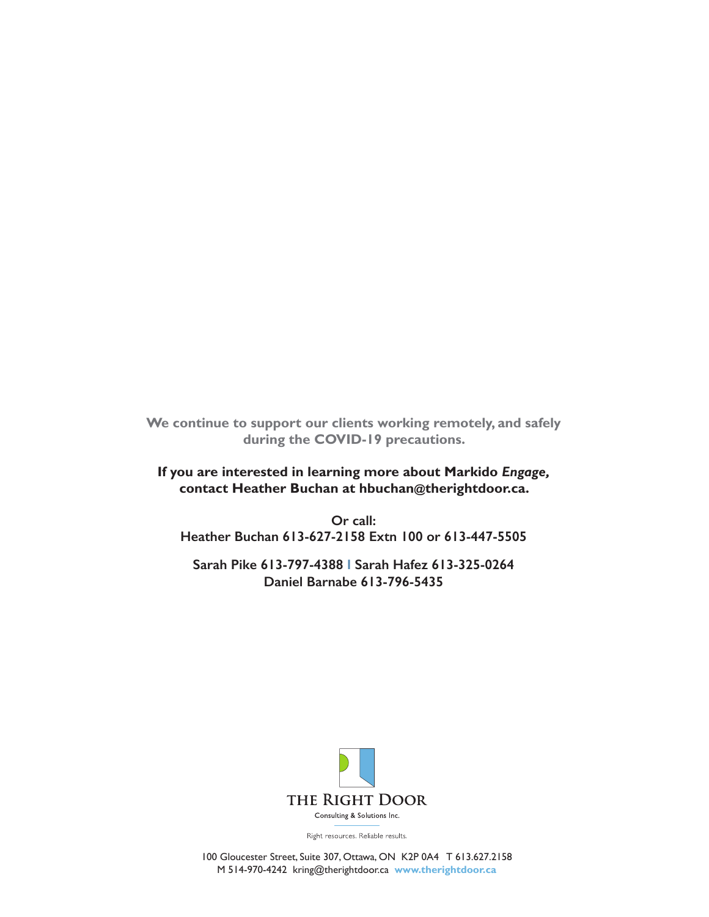**We continue to support our clients working remotely, and safely during the COVID-19 precautions.**

**If you are interested in learning more about Markido *Engage*, contact Heather Buchan at hbuchan@therightdoor.ca.**

**Or call:**
**Heather Buchan 613-627-2158 Extn 100 or 613-447-5505**

**Sarah Pike 613-797-4388 | Sarah Hafez 613-325-0264**
**Daniel Barnabe 613-796-5435**

THE RIGHT DOOR
Consulting & Solutions Inc.

Right resources. Reliable results.

100 Gloucester Street, Suite 307, Ottawa, ON K2P 0A4 T 613.627.2158
M 514-970-4242 kring@therightdoor.ca **www.therightdoor.ca**